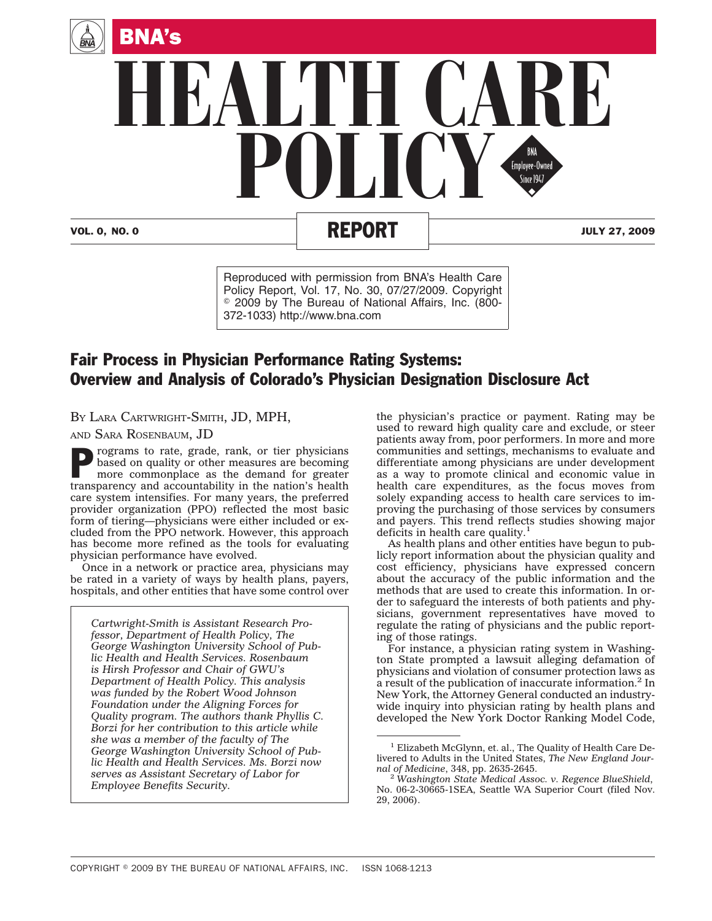# BNA's HEALTH CARE POLICY REPORT

Reproduced with permission from BNA's Health Care Policy Report, Vol. 17, No. 30, 07/27/2009. Copyright © 2009 by The Bureau of National Affairs, Inc. (800-372-1033) http://www.bna.com

## Fair Process in Physician Performance Rating Systems: Overview and Analysis of Colorado's Physician Designation Disclosure Act

By Lara Cartwright-Smith, JD, MPH, and Sara Rosenbaum, JD

Programs to rate, grade, rank, or tier physicians based on quality or other measures are becoming more commonplace as the demand for greater transparency and accountability in the nation's health care system intensifies. For many years, the preferred provider organization (PPO) reflected the most basic form of tiering—physicians were either included or excluded from the PPO network. However, this approach has become more refined as the tools for evaluating physician performance have evolved.

Once in a network or practice area, physicians may be rated in a variety of ways by health plans, payers, hospitals, and other entities that have some control over the physician's practice or payment. Rating may be used to reward high quality care and exclude, or steer patients away from, poor performers. In more and more communities and settings, mechanisms to evaluate and differentiate among physicians are under development as a way to promote clinical and economic value in health care expenditures, as the focus moves from solely expanding access to health care services to improving the purchasing of those services by consumers and payers. This trend reflects studies showing major deficits in health care quality.[1]

As health plans and other entities have begun to publicly report information about the physician quality and cost efficiency, physicians have expressed concern about the accuracy of the public information and the methods that are used to create this information. In order to safeguard the interests of both patients and physicians, government representatives have moved to regulate the rating of physicians and the public reporting of those ratings.

For instance, a physician rating system in Washington State prompted a lawsuit alleging defamation of physicians and violation of consumer protection laws as a result of the publication of inaccurate information.[2] In New York, the Attorney General conducted an industry-wide inquiry into physician rating by health plans and developed the New York Doctor Ranking Model Code,

*Cartwright-Smith is Assistant Research Professor, Department of Health Policy, The George Washington University School of Public Health and Health Services. Rosenbaum is Hirsh Professor and Chair of GWU's Department of Health Policy. This analysis was funded by the Robert Wood Johnson Foundation under the Aligning Forces for Quality program. The authors thank Phyllis C. Borzi for her contribution to this article while she was a member of the faculty of The George Washington University School of Public Health and Health Services. Ms. Borzi now serves as Assistant Secretary of Labor for Employee Benefits Security.*

---

[1] Elizabeth McGlynn, et. al., The Quality of Health Care Delivered to Adults in the United States, *The New England Journal of Medicine*, 348, pp. 2635-2645.

[2] *Washington State Medical Assoc. v. Regence BlueShield*, No. 06-2-30665-1SEA, Seattle WA Superior Court (filed Nov. 29, 2006).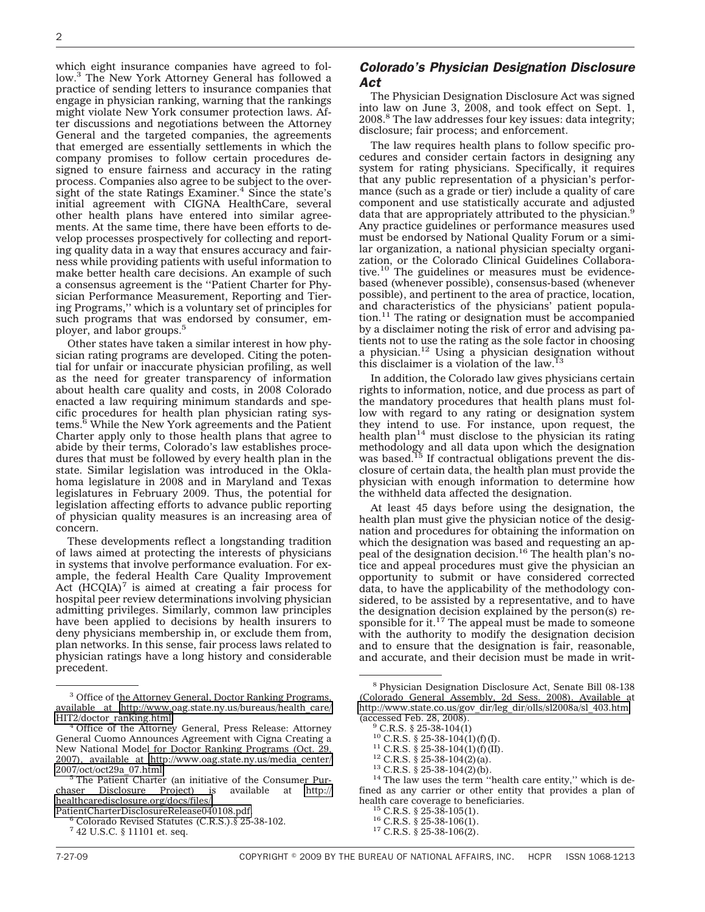which eight insurance companies have agreed to follow.[3] The New York Attorney General has followed a practice of sending letters to insurance companies that engage in physician ranking, warning that the rankings might violate New York consumer protection laws. After discussions and negotiations between the Attorney General and the targeted companies, the agreements that emerged are essentially settlements in which the company promises to follow certain procedures designed to ensure fairness and accuracy in the rating process. Companies also agree to be subject to the oversight of the state Ratings Examiner.[4] Since the state's initial agreement with CIGNA HealthCare, several other health plans have entered into similar agreements. At the same time, there have been efforts to develop processes prospectively for collecting and reporting quality data in a way that ensures accuracy and fairness while providing patients with useful information to make better health care decisions. An example of such a consensus agreement is the ''Patient Charter for Physician Performance Measurement, Reporting and Tiering Programs,'' which is a voluntary set of principles for such programs that was endorsed by consumer, employer, and labor groups.[5]

Other states have taken a similar interest in how physician rating programs are developed. Citing the potential for unfair or inaccurate physician profiling, as well as the need for greater transparency of information about health care quality and costs, in 2008 Colorado enacted a law requiring minimum standards and specific procedures for health plan physician rating systems.[6] While the New York agreements and the Patient Charter apply only to those health plans that agree to abide by their terms, Colorado's law establishes procedures that must be followed by every health plan in the state. Similar legislation was introduced in the Oklahoma legislature in 2008 and in Maryland and Texas legislatures in February 2009. Thus, the potential for legislation affecting efforts to advance public reporting of physician quality measures is an increasing area of concern.

These developments reflect a longstanding tradition of laws aimed at protecting the interests of physicians in systems that involve performance evaluation. For example, the federal Health Care Quality Improvement Act (HCQIA)[7] is aimed at creating a fair process for hospital peer review determinations involving physician admitting privileges. Similarly, common law principles have been applied to decisions by health insurers to deny physicians membership in, or exclude them from, plan networks. In this sense, fair process laws related to physician ratings have a long history and considerable precedent.

## *Colorado's Physician Designation Disclosure Act*

The Physician Designation Disclosure Act was signed into law on June 3, 2008, and took effect on Sept. 1, 2008.[8] The law addresses four key issues: data integrity; disclosure; fair process; and enforcement.

The law requires health plans to follow specific procedures and consider certain factors in designing any system for rating physicians. Specifically, it requires that any public representation of a physician's performance (such as a grade or tier) include a quality of care component and use statistically accurate and adjusted data that are appropriately attributed to the physician.[9] Any practice guidelines or performance measures used must be endorsed by National Quality Forum or a similar organization, a national physician specialty organization, or the Colorado Clinical Guidelines Collaborative.[10] The guidelines or measures must be evidence-based (whenever possible), consensus-based (whenever possible), and pertinent to the area of practice, location, and characteristics of the physicians' patient population.[11] The rating or designation must be accompanied by a disclaimer noting the risk of error and advising patients not to use the rating as the sole factor in choosing a physician.[12] Using a physician designation without this disclaimer is a violation of the law.[13]

In addition, the Colorado law gives physicians certain rights to information, notice, and due process as part of the mandatory procedures that health plans must follow with regard to any rating or designation system they intend to use. For instance, upon request, the health plan[14] must disclose to the physician its rating methodology and all data upon which the designation was based.[15] If contractual obligations prevent the disclosure of certain data, the health plan must provide the physician with enough information to determine how the withheld data affected the designation.

At least 45 days before using the designation, the health plan must give the physician notice of the designation and procedures for obtaining the information on which the designation was based and requesting an appeal of the designation decision.[16] The health plan's notice and appeal procedures must give the physician an opportunity to submit or have considered corrected data, to have the applicability of the methodology considered, to be assisted by a representative, and to have the designation decision explained by the person(s) responsible for it.[17] The appeal must be made to someone with the authority to modify the designation decision and to ensure that the designation is fair, reasonable, and accurate, and their decision must be made in writ-

---

[3] Office of the Attorney General, Doctor Ranking Programs, available at http://www.oag.state.ny.us/bureaus/health_care/HIT2/doctor_ranking.html.

[4] Office of the Attorney General, Press Release: Attorney General Cuomo Announces Agreement with Cigna Creating a New National Model for Doctor Ranking Programs (Oct. 29, 2007), available at http://www.oag.state.ny.us/media_center/2007/oct/oct29a_07.html.

[5] The Patient Charter (an initiative of the Consumer Purchaser Disclosure Project) is available at http://healthcaredisclosure.org/docs/files/PatientCharterDisclosureRelease040108.pdf.

[6] Colorado Revised Statutes (C.R.S.).§ 25-38-102.

[7] 42 U.S.C. § 11101 et. seq.

[8] Physician Designation Disclosure Act, Senate Bill 08-138 (Colorado General Assembly, 2d Sess. 2008). Available at http://www.state.co.us/gov_dir/leg_dir/olls/sl2008a/sl_403.htm (accessed Feb. 28, 2008).

[9] C.R.S. § 25-38-104(1)

[10] C.R.S. § 25-38-104(1)(f)(I).

[11] C.R.S. § 25-38-104(1)(f)(II).

[12] C.R.S. § 25-38-104(2)(a).

[13] C.R.S. § 25-38-104(2)(b).

[14] The law uses the term ''health care entity,'' which is defined as any carrier or other entity that provides a plan of health care coverage to beneficiaries.

[15] C.R.S. § 25-38-105(1).

[16] C.R.S. § 25-38-106(1).

[17] C.R.S. § 25-38-106(2).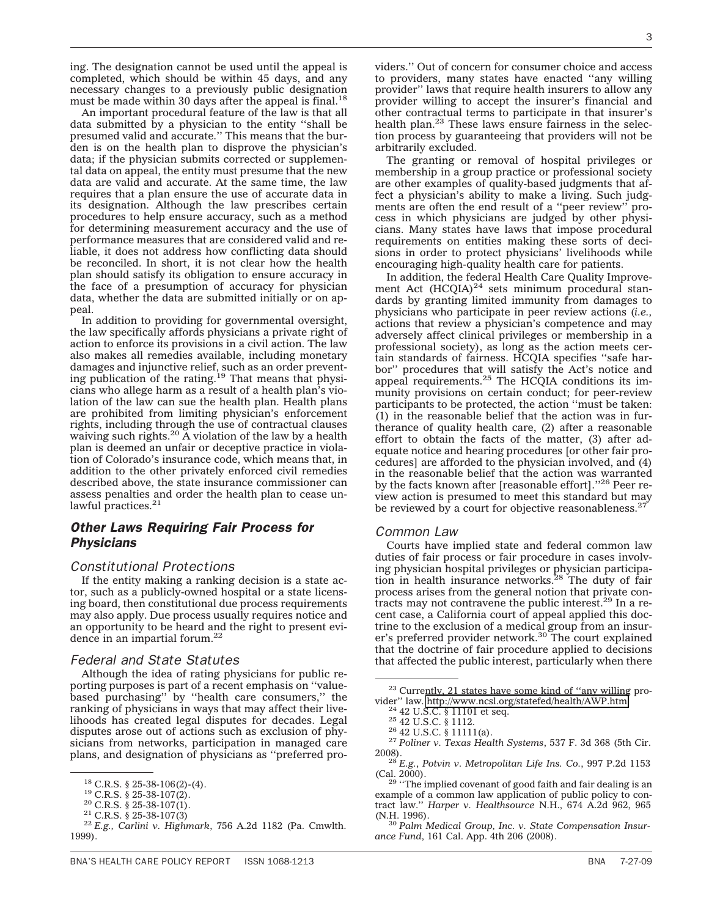ing. The designation cannot be used until the appeal is completed, which should be within 45 days, and any necessary changes to a previously public designation must be made within 30 days after the appeal is final.[18]

An important procedural feature of the law is that all data submitted by a physician to the entity ''shall be presumed valid and accurate.'' This means that the burden is on the health plan to disprove the physician's data; if the physician submits corrected or supplemental data on appeal, the entity must presume that the new data are valid and accurate. At the same time, the law requires that a plan ensure the use of accurate data in its designation. Although the law prescribes certain procedures to help ensure accuracy, such as a method for determining measurement accuracy and the use of performance measures that are considered valid and reliable, it does not address how conflicting data should be reconciled. In short, it is not clear how the health plan should satisfy its obligation to ensure accuracy in the face of a presumption of accuracy for physician data, whether the data are submitted initially or on appeal.

In addition to providing for governmental oversight, the law specifically affords physicians a private right of action to enforce its provisions in a civil action. The law also makes all remedies available, including monetary damages and injunctive relief, such as an order preventing publication of the rating.[19] That means that physicians who allege harm as a result of a health plan's violation of the law can sue the health plan. Health plans are prohibited from limiting physician's enforcement rights, including through the use of contractual clauses waiving such rights.[20] A violation of the law by a health plan is deemed an unfair or deceptive practice in violation of Colorado's insurance code, which means that, in addition to the other privately enforced civil remedies described above, the state insurance commissioner can assess penalties and order the health plan to cease unlawful practices.[21]

## *Other Laws Requiring Fair Process for Physicians*

### *Constitutional Protections*

If the entity making a ranking decision is a state actor, such as a publicly-owned hospital or a state licensing board, then constitutional due process requirements may also apply. Due process usually requires notice and an opportunity to be heard and the right to present evidence in an impartial forum.[22]

### *Federal and State Statutes*

Although the idea of rating physicians for public reporting purposes is part of a recent emphasis on ''value-based purchasing'' by ''health care consumers,'' the ranking of physicians in ways that may affect their livelihoods has created legal disputes for decades. Legal disputes arose out of actions such as exclusion of physicians from networks, participation in managed care plans, and designation of physicians as ''preferred providers.'' Out of concern for consumer choice and access to providers, many states have enacted ''any willing provider'' laws that require health insurers to allow any provider willing to accept the insurer's financial and other contractual terms to participate in that insurer's health plan.[23] These laws ensure fairness in the selection process by guaranteeing that providers will not be arbitrarily excluded.

The granting or removal of hospital privileges or membership in a group practice or professional society are other examples of quality-based judgments that affect a physician's ability to make a living. Such judgments are often the end result of a ''peer review'' process in which physicians are judged by other physicians. Many states have laws that impose procedural requirements on entities making these sorts of decisions in order to protect physicians' livelihoods while encouraging high-quality health care for patients.

In addition, the federal Health Care Quality Improvement Act (HCQIA)[24] sets minimum procedural standards by granting limited immunity from damages to physicians who participate in peer review actions (*i.e.*, actions that review a physician's competence and may adversely affect clinical privileges or membership in a professional society), as long as the action meets certain standards of fairness. HCQIA specifies ''safe harbor'' procedures that will satisfy the Act's notice and appeal requirements.[25] The HCQIA conditions its immunity provisions on certain conduct; for peer-review participants to be protected, the action ''must be taken: (1) in the reasonable belief that the action was in furtherance of quality health care, (2) after a reasonable effort to obtain the facts of the matter, (3) after adequate notice and hearing procedures [or other fair procedures] are afforded to the physician involved, and (4) in the reasonable belief that the action was warranted by the facts known after [reasonable effort].''[26] Peer review action is presumed to meet this standard but may be reviewed by a court for objective reasonableness.[27]

### *Common Law*

Courts have implied state and federal common law duties of fair process or fair procedure in cases involving physician hospital privileges or physician participation in health insurance networks.[28] The duty of fair process arises from the general notion that private contracts may not contravene the public interest.[29] In a recent case, a California court of appeal applied this doctrine to the exclusion of a medical group from an insurer's preferred provider network.[30] The court explained that the doctrine of fair procedure applied to decisions that affected the public interest, particularly when there

---

[18] C.R.S. § 25-38-106(2)-(4).

[19] C.R.S. § 25-38-107(2).

[20] C.R.S. § 25-38-107(1).

[21] C.R.S. § 25-38-107(3)

[22] *E.g., Carlini v. Highmark*, 756 A.2d 1182 (Pa. Cmwlth. 1999).

[23] Currently, 21 states have some kind of ''any willing provider'' law. http://www.ncsl.org/statefed/health/AWP.htm

[24] 42 U.S.C. § 11101 et seq.

[25] 42 U.S.C. § 1112.

[26] 42 U.S.C. § 11111(a).

[27] *Poliner v. Texas Health Systems*, 537 F. 3d 368 (5th Cir. 2008).

[28] *E.g.*, *Potvin v. Metropolitan Life Ins. Co.*, 997 P.2d 1153 (Cal. 2000).

[29] ''The implied covenant of good faith and fair dealing is an example of a common law application of public policy to contract law.'' *Harper v. Healthsource* N.H., 674 A.2d 962, 965 (N.H. 1996).

[30] *Palm Medical Group, Inc. v. State Compensation Insurance Fund*, 161 Cal. App. 4th 206 (2008).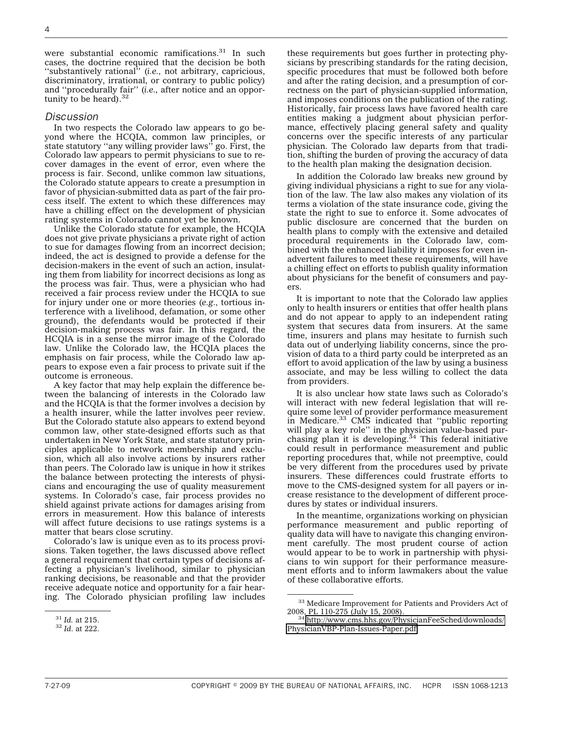were substantial economic ramifications.[31] In such cases, the doctrine required that the decision be both ''substantively rational'' (*i.e.,* not arbitrary, capricious, discriminatory, irrational, or contrary to public policy) and ''procedurally fair'' (*i.e.,* after notice and an opportunity to be heard).[32]

### *Discussion*

In two respects the Colorado law appears to go beyond where the HCQIA, common law principles, or state statutory ''any willing provider laws'' go. First, the Colorado law appears to permit physicians to sue to recover damages in the event of error, even where the process is fair. Second, unlike common law situations, the Colorado statute appears to create a presumption in favor of physician-submitted data as part of the fair process itself. The extent to which these differences may have a chilling effect on the development of physician rating systems in Colorado cannot yet be known.

Unlike the Colorado statute for example, the HCQIA does not give private physicians a private right of action to sue for damages flowing from an incorrect decision; indeed, the act is designed to provide a defense for the decision-makers in the event of such an action, insulating them from liability for incorrect decisions as long as the process was fair. Thus, were a physician who had received a fair process review under the HCQIA to sue for injury under one or more theories (*e.g.,* tortious interference with a livelihood, defamation, or some other ground), the defendants would be protected if their decision-making process was fair. In this regard, the HCQIA is in a sense the mirror image of the Colorado law. Unlike the Colorado law, the HCQIA places the emphasis on fair process, while the Colorado law appears to expose even a fair process to private suit if the outcome is erroneous.

A key factor that may help explain the difference between the balancing of interests in the Colorado law and the HCQIA is that the former involves a decision by a health insurer, while the latter involves peer review. But the Colorado statute also appears to extend beyond common law, other state-designed efforts such as that undertaken in New York State, and state statutory principles applicable to network membership and exclusion, which all also involve actions by insurers rather than peers. The Colorado law is unique in how it strikes the balance between protecting the interests of physicians and encouraging the use of quality measurement systems. In Colorado's case, fair process provides no shield against private actions for damages arising from errors in measurement. How this balance of interests will affect future decisions to use ratings systems is a matter that bears close scrutiny.

Colorado's law is unique even as to its process provisions. Taken together, the laws discussed above reflect a general requirement that certain types of decisions affecting a physician's livelihood, similar to physician ranking decisions, be reasonable and that the provider receive adequate notice and opportunity for a fair hearing. The Colorado physician profiling law includes these requirements but goes further in protecting physicians by prescribing standards for the rating decision, specific procedures that must be followed both before and after the rating decision, and a presumption of correctness on the part of physician-supplied information, and imposes conditions on the publication of the rating. Historically, fair process laws have favored health care entities making a judgment about physician performance, effectively placing general safety and quality concerns over the specific interests of any particular physician. The Colorado law departs from that tradition, shifting the burden of proving the accuracy of data to the health plan making the designation decision.

In addition the Colorado law breaks new ground by giving individual physicians a right to sue for any violation of the law. The law also makes any violation of its terms a violation of the state insurance code, giving the state the right to sue to enforce it. Some advocates of public disclosure are concerned that the burden on health plans to comply with the extensive and detailed procedural requirements in the Colorado law, combined with the enhanced liability it imposes for even inadvertent failures to meet these requirements, will have a chilling effect on efforts to publish quality information about physicians for the benefit of consumers and payers.

It is important to note that the Colorado law applies only to health insurers or entities that offer health plans and do not appear to apply to an independent rating system that secures data from insurers. At the same time, insurers and plans may hesitate to furnish such data out of underlying liability concerns, since the provision of data to a third party could be interpreted as an effort to avoid application of the law by using a business associate, and may be less willing to collect the data from providers.

It is also unclear how state laws such as Colorado's will interact with new federal legislation that will require some level of provider performance measurement in Medicare.[33] CMS indicated that ''public reporting will play a key role'' in the physician value-based purchasing plan it is developing.[34] This federal initiative could result in performance measurement and public reporting procedures that, while not preemptive, could be very different from the procedures used by private insurers. These differences could frustrate efforts to move to the CMS-designed system for all payers or increase resistance to the development of different procedures by states or individual insurers.

In the meantime, organizations working on physician performance measurement and public reporting of quality data will have to navigate this changing environment carefully. The most prudent course of action would appear to be to work in partnership with physicians to win support for their performance measurement efforts and to inform lawmakers about the value of these collaborative efforts.

---

[31] *Id.* at 215.

[32] *Id.* at 222.

[33] Medicare Improvement for Patients and Providers Act of 2008, PL 110-275 (July 15, 2008).

[34] http://www.cms.hhs.gov/PhysicianFeeSched/downloads/PhysicianVBP-Plan-Issues-Paper.pdf